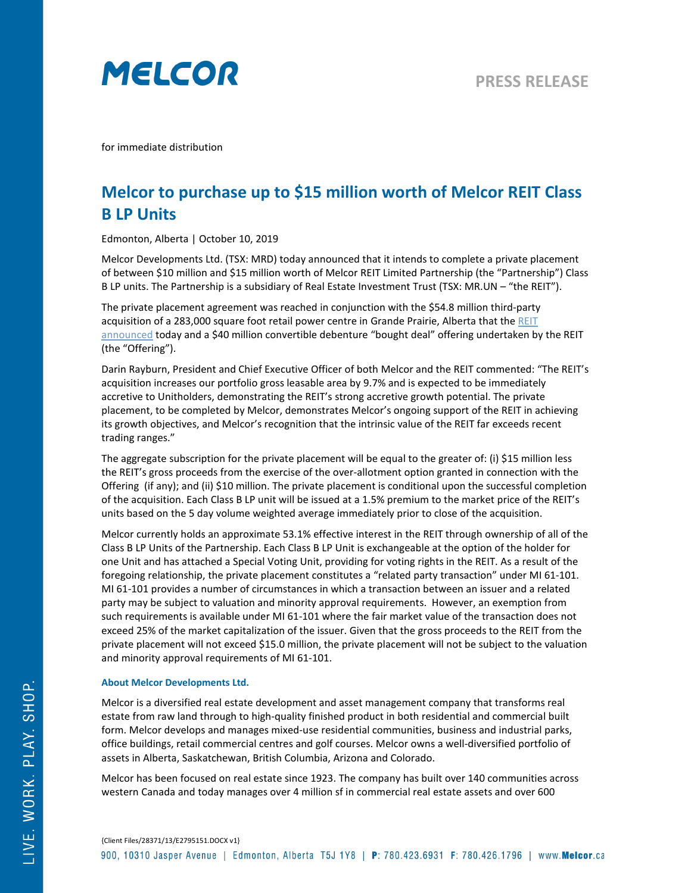**MELCOR**

**PRESS RELEASE**

for immediate distribution

# Melcor to purchase up to $15 million worth of Melcor REIT Class B LP Units

Edmonton, Alberta | October 10, 2019

Melcor Developments Ltd. (TSX: MRD) today announced that it intends to complete a private placement of between $10 million and $15 million worth of Melcor REIT Limited Partnership (the "Partnership") Class B LP units. The Partnership is a subsidiary of Real Estate Investment Trust (TSX: MR.UN – "the REIT").

The private placement agreement was reached in conjunction with the $54.8 million third-party acquisition of a 283,000 square foot retail power centre in Grande Prairie, Alberta that the REIT announced today and a $40 million convertible debenture "bought deal" offering undertaken by the REIT (the "Offering").

Darin Rayburn, President and Chief Executive Officer of both Melcor and the REIT commented: "The REIT's acquisition increases our portfolio gross leasable area by 9.7% and is expected to be immediately accretive to Unitholders, demonstrating the REIT's strong accretive growth potential. The private placement, to be completed by Melcor, demonstrates Melcor's ongoing support of the REIT in achieving its growth objectives, and Melcor's recognition that the intrinsic value of the REIT far exceeds recent trading ranges."

The aggregate subscription for the private placement will be equal to the greater of: (i) $15 million less the REIT's gross proceeds from the exercise of the over-allotment option granted in connection with the Offering (if any); and (ii) $10 million. The private placement is conditional upon the successful completion of the acquisition. Each Class B LP unit will be issued at a 1.5% premium to the market price of the REIT's units based on the 5 day volume weighted average immediately prior to close of the acquisition.

Melcor currently holds an approximate 53.1% effective interest in the REIT through ownership of all of the Class B LP Units of the Partnership. Each Class B LP Unit is exchangeable at the option of the holder for one Unit and has attached a Special Voting Unit, providing for voting rights in the REIT. As a result of the foregoing relationship, the private placement constitutes a "related party transaction" under MI 61-101. MI 61-101 provides a number of circumstances in which a transaction between an issuer and a related party may be subject to valuation and minority approval requirements. However, an exemption from such requirements is available under MI 61-101 where the fair market value of the transaction does not exceed 25% of the market capitalization of the issuer. Given that the gross proceeds to the REIT from the private placement will not exceed $15.0 million, the private placement will not be subject to the valuation and minority approval requirements of MI 61-101.

### About Melcor Developments Ltd.

Melcor is a diversified real estate development and asset management company that transforms real estate from raw land through to high-quality finished product in both residential and commercial built form. Melcor develops and manages mixed-use residential communities, business and industrial parks, office buildings, retail commercial centres and golf courses. Melcor owns a well-diversified portfolio of assets in Alberta, Saskatchewan, British Columbia, Arizona and Colorado.

Melcor has been focused on real estate since 1923. The company has built over 140 communities across western Canada and today manages over 4 million sf in commercial real estate assets and over 600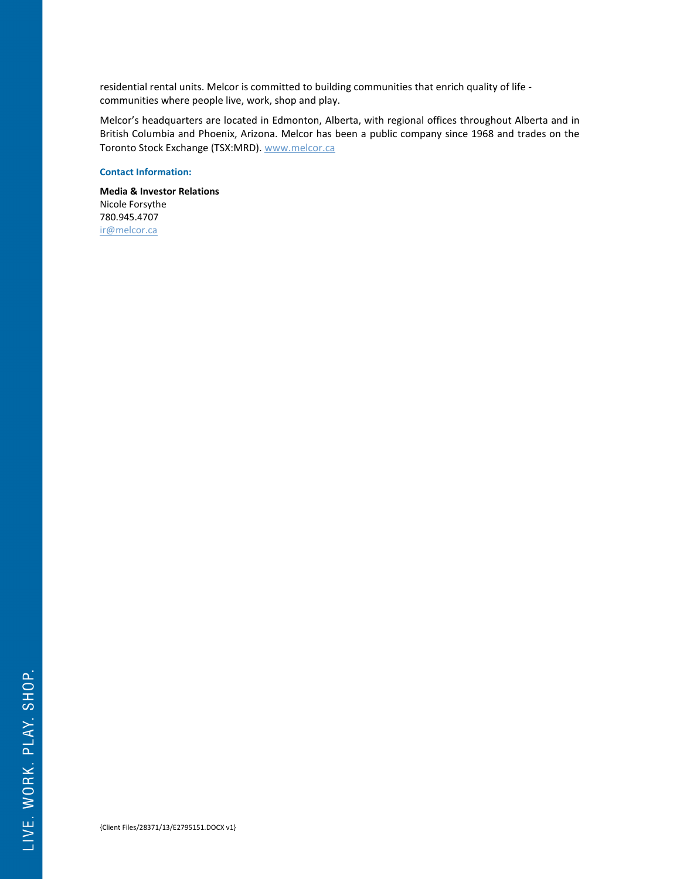residential rental units. Melcor is committed to building communities that enrich quality of life - communities where people live, work, shop and play.

Melcor's headquarters are located in Edmonton, Alberta, with regional offices throughout Alberta and in British Columbia and Phoenix, Arizona. Melcor has been a public company since 1968 and trades on the Toronto Stock Exchange (TSX:MRD). www.melcor.ca

**Contact Information:**

**Media & Investor Relations**
Nicole Forsythe
780.945.4707
ir@melcor.ca

{Client Files/28371/13/E2795151.DOCX v1}